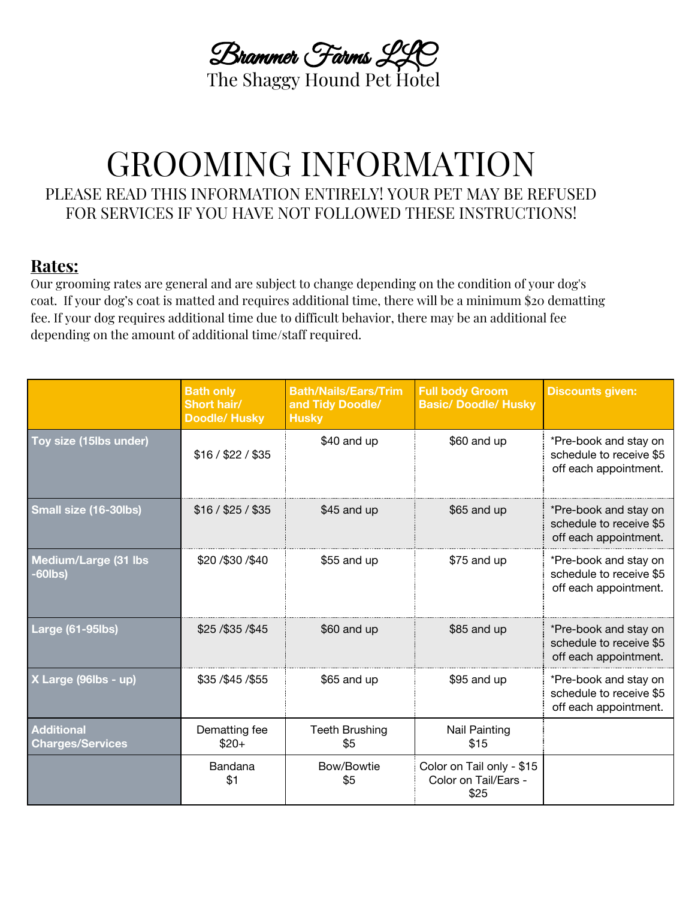# Brammer Farms LLC

The Shaggy Hound Pet Hotel

# GROOMING INFORMATION

PLEASE READ THIS INFORMATION ENTIRELY! YOUR PET MAY BE REFUSED FOR SERVICES IF YOU HAVE NOT FOLLOWED THESE INSTRUCTIONS!

## Rates:

Our grooming rates are general and are subject to change depending on the condition of your dog's coat. If your dog's coat is matted and requires additional time, there will be a minimum $20 dematting fee. If your dog requires additional time due to difficult behavior, there may be an additional fee depending on the amount of additional time/staff required.

| | Bath only Short hair/ Doodle/ Husky | Bath/Nails/Ears/Trim and Tidy Doodle/ Husky | Full body Groom Basic/ Doodle/ Husky | Discounts given: |
|---|---|---|---|---|
| Toy size (15lbs under) | $16 / $22 / $35 | $40 and up | $60 and up | *Pre-book and stay on schedule to receive $5 off each appointment. |
| Small size (16-30lbs) | $16 / $25 / $35 | $45 and up | $65 and up | *Pre-book and stay on schedule to receive $5 off each appointment. |
| Medium/Large (31 lbs -60lbs) | $20 /$30 /$40 | $55 and up | $75 and up | *Pre-book and stay on schedule to receive $5 off each appointment. |
| Large (61-95lbs) | $25 /$35 /$45 | $60 and up | $85 and up | *Pre-book and stay on schedule to receive $5 off each appointment. |
| X Large (96lbs - up) | $35 /$45 /$55 | $65 and up | $95 and up | *Pre-book and stay on schedule to receive $5 off each appointment. |
| Additional Charges/Services | Dematting fee $20+ | Teeth Brushing $5 | Nail Painting $15 | |
| | Bandana $1 | Bow/Bowtie $5 | Color on Tail only - $15 Color on Tail/Ears - $25 | |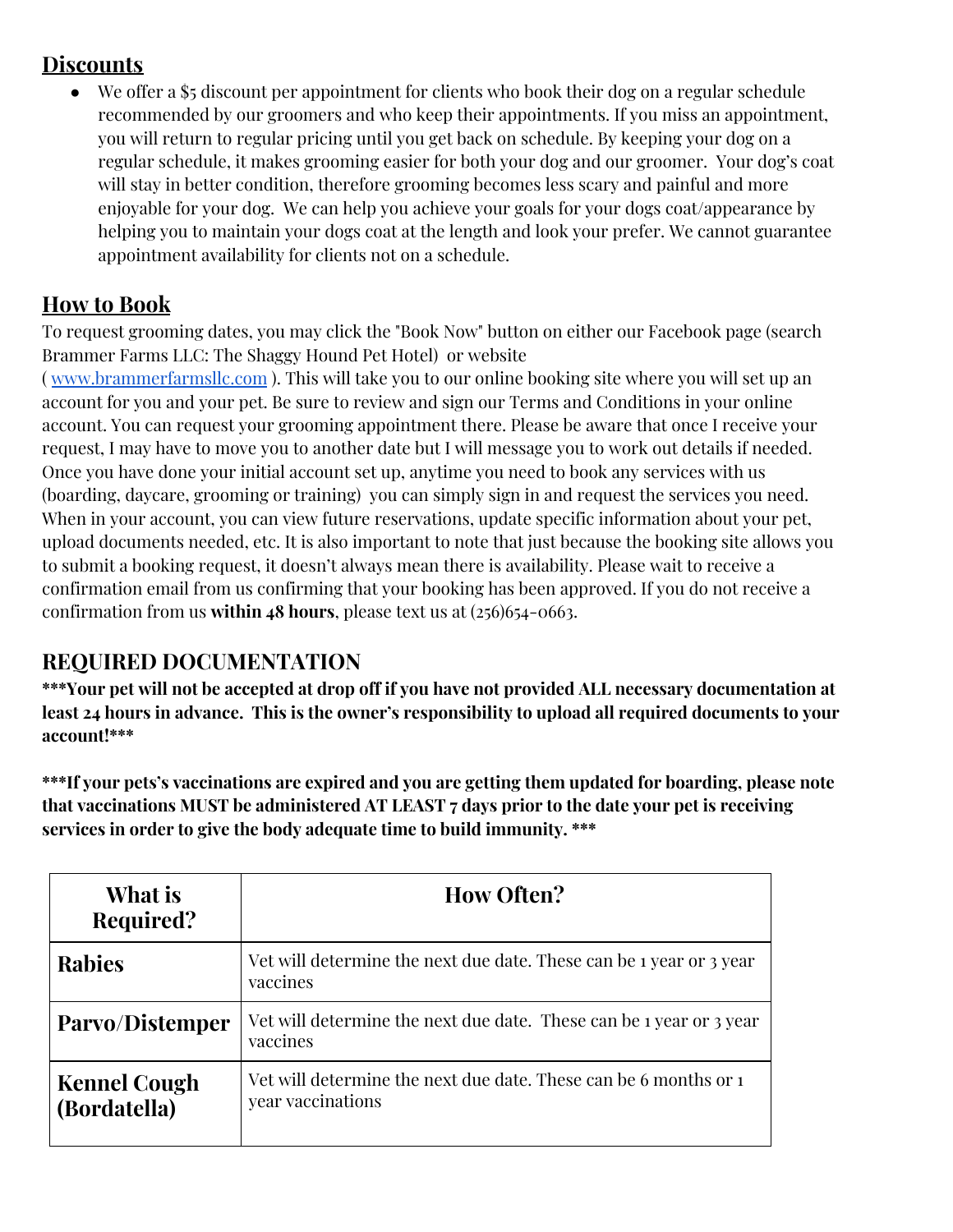## Discounts

- We offer a $5 discount per appointment for clients who book their dog on a regular schedule recommended by our groomers and who keep their appointments. If you miss an appointment, you will return to regular pricing until you get back on schedule. By keeping your dog on a regular schedule, it makes grooming easier for both your dog and our groomer. Your dog's coat will stay in better condition, therefore grooming becomes less scary and painful and more enjoyable for your dog. We can help you achieve your goals for your dogs coat/appearance by helping you to maintain your dogs coat at the length and look your prefer. We cannot guarantee appointment availability for clients not on a schedule.

## How to Book

To request grooming dates, you may click the "Book Now" button on either our Facebook page (search Brammer Farms LLC: The Shaggy Hound Pet Hotel) or website ( [www.brammerfarmsllc.com](http://www.brammerfarmsllc.com) ). This will take you to our online booking site where you will set up an account for you and your pet. Be sure to review and sign our Terms and Conditions in your online account. You can request your grooming appointment there. Please be aware that once I receive your request, I may have to move you to another date but I will message you to work out details if needed. Once you have done your initial account set up, anytime you need to book any services with us (boarding, daycare, grooming or training) you can simply sign in and request the services you need. When in your account, you can view future reservations, update specific information about your pet, upload documents needed, etc. It is also important to note that just because the booking site allows you to submit a booking request, it doesn't always mean there is availability. Please wait to receive a confirmation email from us confirming that your booking has been approved. If you do not receive a confirmation from us **within 48 hours**, please text us at (256)654-0663.

## REQUIRED DOCUMENTATION

**\*\*\*Your pet will not be accepted at drop off if you have not provided ALL necessary documentation at least 24 hours in advance. This is the owner's responsibility to upload all required documents to your account!\*\*\***

**\*\*\*If your pets's vaccinations are expired and you are getting them updated for boarding, please note that vaccinations MUST be administered AT LEAST 7 days prior to the date your pet is receiving services in order to give the body adequate time to build immunity. \*\*\***

| What is Required? | How Often? |
|---|---|
| **Rabies** | Vet will determine the next due date. These can be 1 year or 3 year vaccines |
| **Parvo/Distemper** | Vet will determine the next due date. These can be 1 year or 3 year vaccines |
| **Kennel Cough (Bordatella)** | Vet will determine the next due date. These can be 6 months or 1 year vaccinations |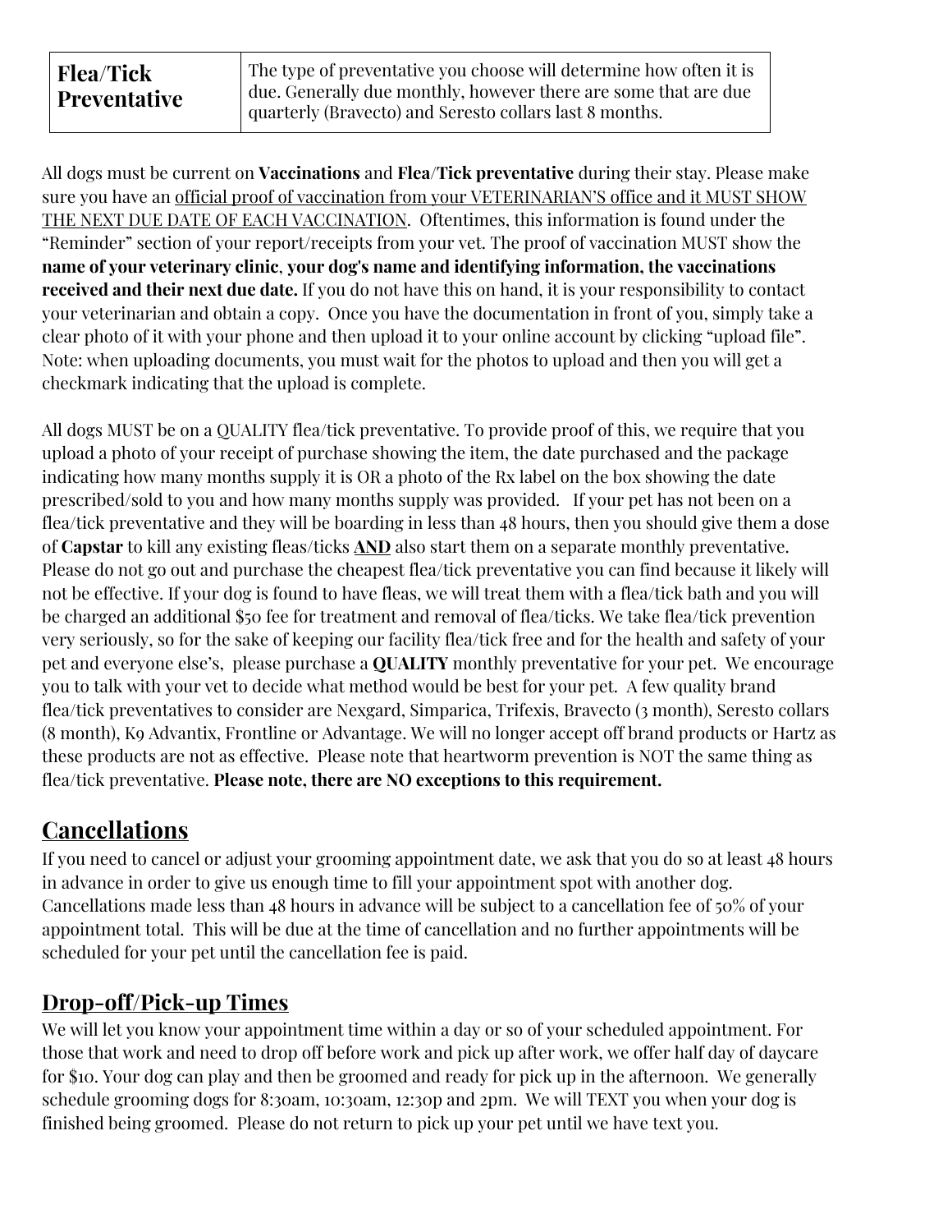| **Flea/Tick Preventative** | The type of preventative you choose will determine how often it is due. Generally due monthly, however there are some that are due quarterly (Bravecto) and Seresto collars last 8 months. |
|---|---|

All dogs must be current on **Vaccinations** and **Flea/Tick preventative** during their stay. Please make sure you have an <u>official proof of vaccination from your VETERINARIAN'S office and it MUST SHOW THE NEXT DUE DATE OF EACH VACCINATION</u>. Oftentimes, this information is found under the "Reminder" section of your report/receipts from your vet. The proof of vaccination MUST show the **name of your veterinary clinic**, **your dog's name and identifying information, the vaccinations received and their next due date.** If you do not have this on hand, it is your responsibility to contact your veterinarian and obtain a copy. Once you have the documentation in front of you, simply take a clear photo of it with your phone and then upload it to your online account by clicking "upload file". Note: when uploading documents, you must wait for the photos to upload and then you will get a checkmark indicating that the upload is complete.

All dogs MUST be on a QUALITY flea/tick preventative. To provide proof of this, we require that you upload a photo of your receipt of purchase showing the item, the date purchased and the package indicating how many months supply it is OR a photo of the Rx label on the box showing the date prescribed/sold to you and how many months supply was provided. If your pet has not been on a flea/tick preventative and they will be boarding in less than 48 hours, then you should give them a dose of **Capstar** to kill any existing fleas/ticks **<u>AND</u>** also start them on a separate monthly preventative. Please do not go out and purchase the cheapest flea/tick preventative you can find because it likely will not be effective. If your dog is found to have fleas, we will treat them with a flea/tick bath and you will be charged an additional $50 fee for treatment and removal of flea/ticks. We take flea/tick prevention very seriously, so for the sake of keeping our facility flea/tick free and for the health and safety of your pet and everyone else's, please purchase a **QUALITY** monthly preventative for your pet. We encourage you to talk with your vet to decide what method would be best for your pet. A few quality brand flea/tick preventatives to consider are Nexgard, Simparica, Trifexis, Bravecto (3 month), Seresto collars (8 month), K9 Advantix, Frontline or Advantage. We will no longer accept off brand products or Hartz as these products are not as effective. Please note that heartworm prevention is NOT the same thing as flea/tick preventative. **Please note, there are NO exceptions to this requirement.**

## <u>Cancellations</u>

If you need to cancel or adjust your grooming appointment date, we ask that you do so at least 48 hours in advance in order to give us enough time to fill your appointment spot with another dog. Cancellations made less than 48 hours in advance will be subject to a cancellation fee of 50% of your appointment total. This will be due at the time of cancellation and no further appointments will be scheduled for your pet until the cancellation fee is paid.

## <u>Drop-off/Pick-up Times</u>

We will let you know your appointment time within a day or so of your scheduled appointment. For those that work and need to drop off before work and pick up after work, we offer half day of daycare for $10. Your dog can play and then be groomed and ready for pick up in the afternoon. We generally schedule grooming dogs for 8:30am, 10:30am, 12:30p and 2pm. We will TEXT you when your dog is finished being groomed. Please do not return to pick up your pet until we have text you.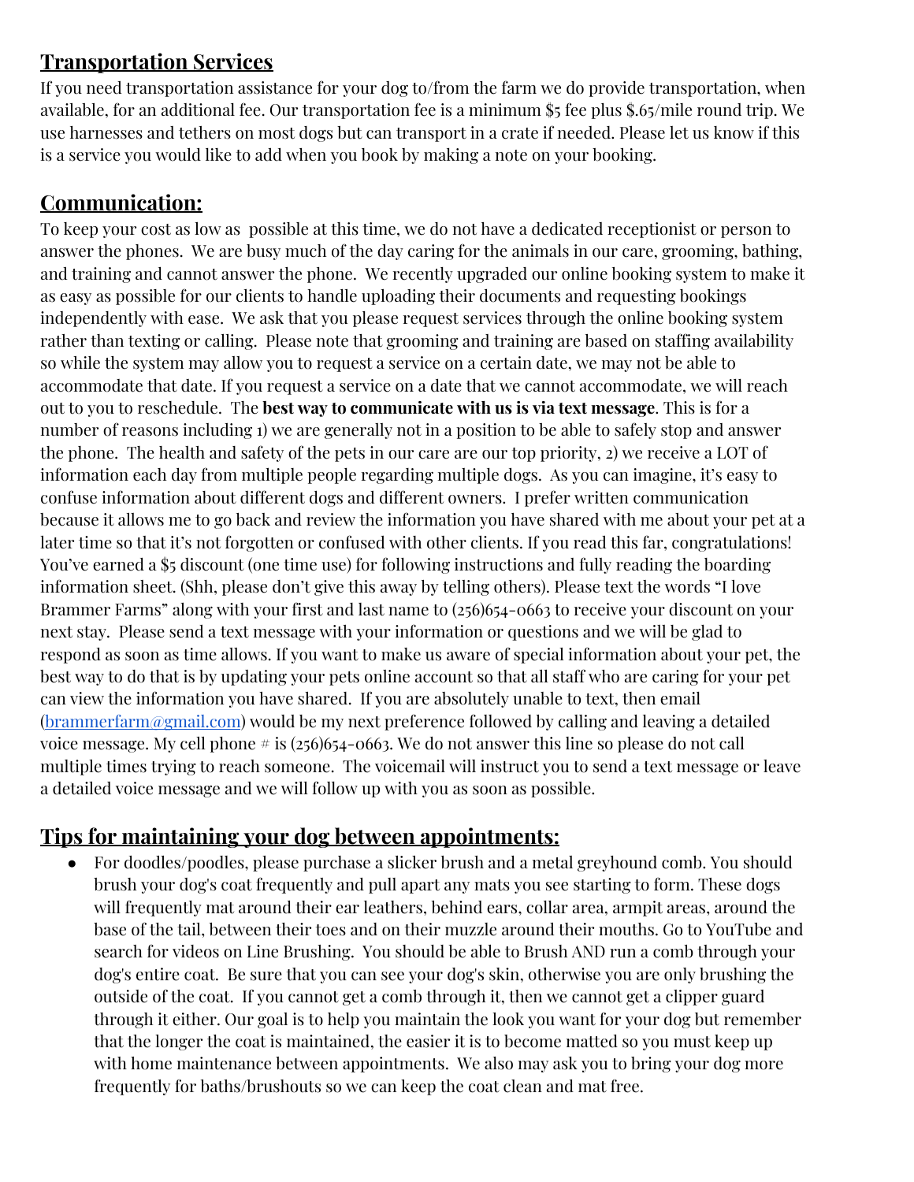## Transportation Services

If you need transportation assistance for your dog to/from the farm we do provide transportation, when available, for an additional fee. Our transportation fee is a minimum $5 fee plus $.65/mile round trip. We use harnesses and tethers on most dogs but can transport in a crate if needed. Please let us know if this is a service you would like to add when you book by making a note on your booking.

## Communication:

To keep your cost as low as possible at this time, we do not have a dedicated receptionist or person to answer the phones. We are busy much of the day caring for the animals in our care, grooming, bathing, and training and cannot answer the phone. We recently upgraded our online booking system to make it as easy as possible for our clients to handle uploading their documents and requesting bookings independently with ease. We ask that you please request services through the online booking system rather than texting or calling. Please note that grooming and training are based on staffing availability so while the system may allow you to request a service on a certain date, we may not be able to accommodate that date. If you request a service on a date that we cannot accommodate, we will reach out to you to reschedule. The **best way to communicate with us is via text message**. This is for a number of reasons including 1) we are generally not in a position to be able to safely stop and answer the phone. The health and safety of the pets in our care are our top priority, 2) we receive a LOT of information each day from multiple people regarding multiple dogs. As you can imagine, it's easy to confuse information about different dogs and different owners. I prefer written communication because it allows me to go back and review the information you have shared with me about your pet at a later time so that it's not forgotten or confused with other clients. If you read this far, congratulations! You've earned a $5 discount (one time use) for following instructions and fully reading the boarding information sheet. (Shh, please don't give this away by telling others). Please text the words "I love Brammer Farms" along with your first and last name to (256)654-0663 to receive your discount on your next stay. Please send a text message with your information or questions and we will be glad to respond as soon as time allows. If you want to make us aware of special information about your pet, the best way to do that is by updating your pets online account so that all staff who are caring for your pet can view the information you have shared. If you are absolutely unable to text, then email ([brammerfarm@gmail.com](mailto:brammerfarm@gmail.com)) would be my next preference followed by calling and leaving a detailed voice message. My cell phone # is (256)654-0663. We do not answer this line so please do not call multiple times trying to reach someone. The voicemail will instruct you to send a text message or leave a detailed voice message and we will follow up with you as soon as possible.

## Tips for maintaining your dog between appointments:

- For doodles/poodles, please purchase a slicker brush and a metal greyhound comb. You should brush your dog's coat frequently and pull apart any mats you see starting to form. These dogs will frequently mat around their ear leathers, behind ears, collar area, armpit areas, around the base of the tail, between their toes and on their muzzle around their mouths. Go to YouTube and search for videos on Line Brushing. You should be able to Brush AND run a comb through your dog's entire coat. Be sure that you can see your dog's skin, otherwise you are only brushing the outside of the coat. If you cannot get a comb through it, then we cannot get a clipper guard through it either. Our goal is to help you maintain the look you want for your dog but remember that the longer the coat is maintained, the easier it is to become matted so you must keep up with home maintenance between appointments. We also may ask you to bring your dog more frequently for baths/brushouts so we can keep the coat clean and mat free.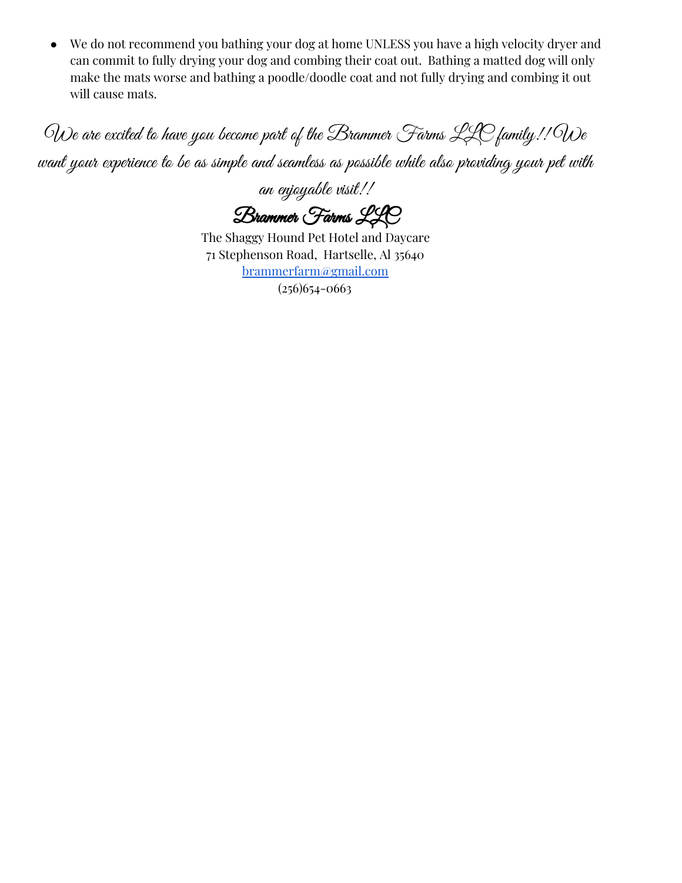- We do not recommend you bathing your dog at home UNLESS you have a high velocity dryer and can commit to fully drying your dog and combing their coat out. Bathing a matted dog will only make the mats worse and bathing a poodle/doodle coat and not fully drying and combing it out will cause mats.

*We are excited to have you become part of the Brammer Farms LLC family!! We want your experience to be as simple and seamless as possible while also providing your pet with an enjoyable visit!!*

**Brammer Farms LLC**

The Shaggy Hound Pet Hotel and Daycare
71 Stephenson Road, Hartselle, Al 35640
brammerfarm@gmail.com
(256)654-0663